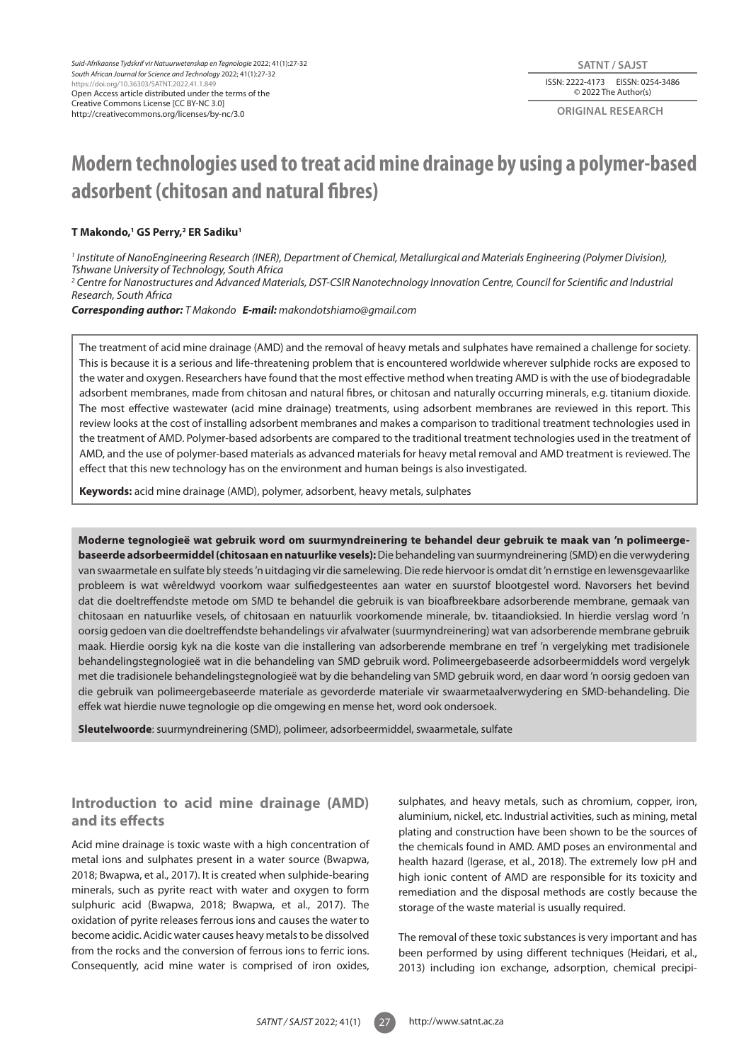Suid-Afrikaanse Tydskrif vir Natuurwetenskap en Tegnologie 2022; 41(1):27-32
South African Journal for Science and Technology 2022; 41(1):27-32
https://doi.org/10.36303/SATNT.2022.41.1.849
Open Access article distributed under the terms of the Creative Commons License [CC BY-NC 3.0]
http://creativecommons.org/licenses/by-nc/3.0

SATNT / SAJST
ISSN: 2222-4173 EISSN: 0254-3486
© 2022 The Author(s)

ORIGINAL RESEARCH

# Modern technologies used to treat acid mine drainage by using a polymer-based adsorbent (chitosan and natural fibres)

**T Makondo,[1] GS Perry,[2] ER Sadiku[1]**

[1] Institute of NanoEngineering Research (INER), Department of Chemical, Metallurgical and Materials Engineering (Polymer Division), Tshwane University of Technology, South Africa
[2] Centre for Nanostructures and Advanced Materials, DST-CSIR Nanotechnology Innovation Centre, Council for Scientific and Industrial Research, South Africa

***Corresponding author:*** *T Makondo* ***E-mail:*** *makondotshiamo@gmail.com*

The treatment of acid mine drainage (AMD) and the removal of heavy metals and sulphates have remained a challenge for society. This is because it is a serious and life-threatening problem that is encountered worldwide wherever sulphide rocks are exposed to the water and oxygen. Researchers have found that the most effective method when treating AMD is with the use of biodegradable adsorbent membranes, made from chitosan and natural fibres, or chitosan and naturally occurring minerals, e.g. titanium dioxide. The most effective wastewater (acid mine drainage) treatments, using adsorbent membranes are reviewed in this report. This review looks at the cost of installing adsorbent membranes and makes a comparison to traditional treatment technologies used in the treatment of AMD. Polymer-based adsorbents are compared to the traditional treatment technologies used in the treatment of AMD, and the use of polymer-based materials as advanced materials for heavy metal removal and AMD treatment is reviewed. The effect that this new technology has on the environment and human beings is also investigated.

**Keywords:** acid mine drainage (AMD), polymer, adsorbent, heavy metals, sulphates

**Moderne tegnologieë wat gebruik word om suurmyndreinering te behandel deur gebruik te maak van 'n polimeergebaseerde adsorbeermiddel (chitosaan en natuurlike vesels):** Die behandeling van suurmyndreinering (SMD) en die verwydering van swaarmetale en sulfate bly steeds 'n uitdaging vir die samelewing. Die rede hiervoor is omdat dit 'n ernstige en lewensgevaarlike probleem is wat wêreldwyd voorkom waar sulfiedgesteentes aan water en suurstof blootgestel word. Navorsers het bevind dat die doeltreffendste metode om SMD te behandel die gebruik is van bioafbreekbare adsorberende membrane, gemaak van chitosaan en natuurlike vesels, of chitosaan en natuurlik voorkomende minerale, bv. titaandioksied. In hierdie verslag word 'n oorsig gedoen van die doeltreffendste behandelings vir afvalwater (suurmyndreinering) wat van adsorberende membrane gebruik maak. Hierdie oorsig kyk na die koste van die installering van adsorberende membrane en tref 'n vergelyking met tradisionele behandelingstegnologieë wat in die behandeling van SMD gebruik word. Polimeergebaseerde adsorbeermiddels word vergelyk met die tradisionele behandelingstegnologieë wat by die behandeling van SMD gebruik word, en daar word 'n oorsig gedoen van die gebruik van polimeergebaseerde materiale as gevorderde materiale vir swaarmetaalverwydering en SMD-behandeling. Die effek wat hierdie nuwe tegnologie op die omgewing en mense het, word ook ondersoek.

**Sleutelwoorde**: suurmyndreinering (SMD), polimeer, adsorbeermiddel, swaarmetale, sulfate

## Introduction to acid mine drainage (AMD) and its effects

Acid mine drainage is toxic waste with a high concentration of metal ions and sulphates present in a water source (Bwapwa, 2018; Bwapwa, et al., 2017). It is created when sulphide-bearing minerals, such as pyrite react with water and oxygen to form sulphuric acid (Bwapwa, 2018; Bwapwa, et al., 2017). The oxidation of pyrite releases ferrous ions and causes the water to become acidic. Acidic water causes heavy metals to be dissolved from the rocks and the conversion of ferrous ions to ferric ions. Consequently, acid mine water is comprised of iron oxides, sulphates, and heavy metals, such as chromium, copper, iron, aluminium, nickel, etc. Industrial activities, such as mining, metal plating and construction have been shown to be the sources of the chemicals found in AMD. AMD poses an environmental and health hazard (Igerase, et al., 2018). The extremely low pH and high ionic content of AMD are responsible for its toxicity and remediation and the disposal methods are costly because the storage of the waste material is usually required.

The removal of these toxic substances is very important and has been performed by using different techniques (Heidari, et al., 2013) including ion exchange, adsorption, chemical precipi-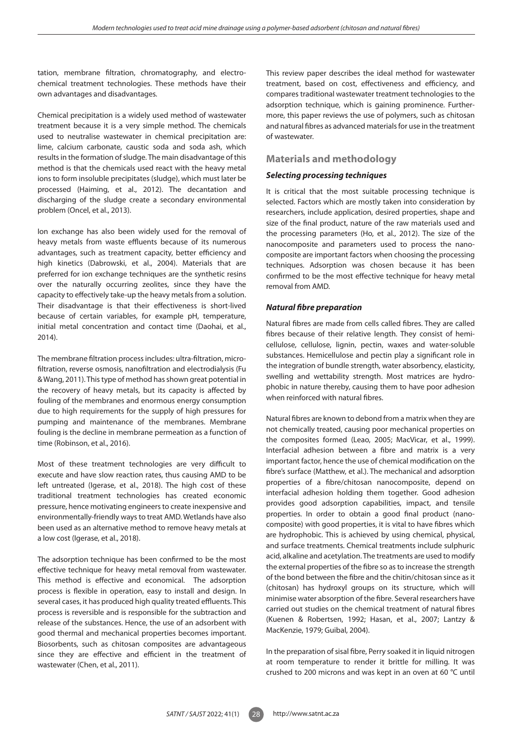tation, membrane filtration, chromatography, and electrochemical treatment technologies. These methods have their own advantages and disadvantages.

Chemical precipitation is a widely used method of wastewater treatment because it is a very simple method. The chemicals used to neutralise wastewater in chemical precipitation are: lime, calcium carbonate, caustic soda and soda ash, which results in the formation of sludge. The main disadvantage of this method is that the chemicals used react with the heavy metal ions to form insoluble precipitates (sludge), which must later be processed (Haiming, et al., 2012). The decantation and discharging of the sludge create a secondary environmental problem (Oncel, et al., 2013).

Ion exchange has also been widely used for the removal of heavy metals from waste effluents because of its numerous advantages, such as treatment capacity, better efficiency and high kinetics (Dabrowski, et al., 2004). Materials that are preferred for ion exchange techniques are the synthetic resins over the naturally occurring zeolites, since they have the capacity to effectively take-up the heavy metals from a solution. Their disadvantage is that their effectiveness is short-lived because of certain variables, for example pH, temperature, initial metal concentration and contact time (Daohai, et al., 2014).

The membrane filtration process includes: ultra-filtration, microfiltration, reverse osmosis, nanofiltration and electrodialysis (Fu & Wang, 2011). This type of method has shown great potential in the recovery of heavy metals, but its capacity is affected by fouling of the membranes and enormous energy consumption due to high requirements for the supply of high pressures for pumping and maintenance of the membranes. Membrane fouling is the decline in membrane permeation as a function of time (Robinson, et al., 2016).

Most of these treatment technologies are very difficult to execute and have slow reaction rates, thus causing AMD to be left untreated (Igerase, et al., 2018). The high cost of these traditional treatment technologies has created economic pressure, hence motivating engineers to create inexpensive and environmentally-friendly ways to treat AMD. Wetlands have also been used as an alternative method to remove heavy metals at a low cost (Igerase, et al., 2018).

The adsorption technique has been confirmed to be the most effective technique for heavy metal removal from wastewater. This method is effective and economical. The adsorption process is flexible in operation, easy to install and design. In several cases, it has produced high quality treated effluents. This process is reversible and is responsible for the subtraction and release of the substances. Hence, the use of an adsorbent with good thermal and mechanical properties becomes important. Biosorbents, such as chitosan composites are advantageous since they are effective and efficient in the treatment of wastewater (Chen, et al., 2011).

This review paper describes the ideal method for wastewater treatment, based on cost, effectiveness and efficiency, and compares traditional wastewater treatment technologies to the adsorption technique, which is gaining prominence. Furthermore, this paper reviews the use of polymers, such as chitosan and natural fibres as advanced materials for use in the treatment of wastewater.

## Materials and methodology

### *Selecting processing techniques*

It is critical that the most suitable processing technique is selected. Factors which are mostly taken into consideration by researchers, include application, desired properties, shape and size of the final product, nature of the raw materials used and the processing parameters (Ho, et al., 2012). The size of the nanocomposite and parameters used to process the nanocomposite are important factors when choosing the processing techniques. Adsorption was chosen because it has been confirmed to be the most effective technique for heavy metal removal from AMD.

### *Natural fibre preparation*

Natural fibres are made from cells called fibres. They are called fibres because of their relative length. They consist of hemicellulose, cellulose, lignin, pectin, waxes and water-soluble substances. Hemicellulose and pectin play a significant role in the integration of bundle strength, water absorbency, elasticity, swelling and wettability strength. Most matrices are hydrophobic in nature thereby, causing them to have poor adhesion when reinforced with natural fibres.

Natural fibres are known to debond from a matrix when they are not chemically treated, causing poor mechanical properties on the composites formed (Leao, 2005; MacVicar, et al., 1999). Interfacial adhesion between a fibre and matrix is a very important factor, hence the use of chemical modification on the fibre's surface (Matthew, et al.). The mechanical and adsorption properties of a fibre/chitosan nanocomposite, depend on interfacial adhesion holding them together. Good adhesion provides good adsorption capabilities, impact, and tensile properties. In order to obtain a good final product (nanocomposite) with good properties, it is vital to have fibres which are hydrophobic. This is achieved by using chemical, physical, and surface treatments. Chemical treatments include sulphuric acid, alkaline and acetylation. The treatments are used to modify the external properties of the fibre so as to increase the strength of the bond between the fibre and the chitin/chitosan since as it (chitosan) has hydroxyl groups on its structure, which will minimise water absorption of the fibre. Several researchers have carried out studies on the chemical treatment of natural fibres (Kuenen & Robertsen, 1992; Hasan, et al., 2007; Lantzy & MacKenzie, 1979; Guibal, 2004).

In the preparation of sisal fibre, Perry soaked it in liquid nitrogen at room temperature to render it brittle for milling. It was crushed to 200 microns and was kept in an oven at 60 °C until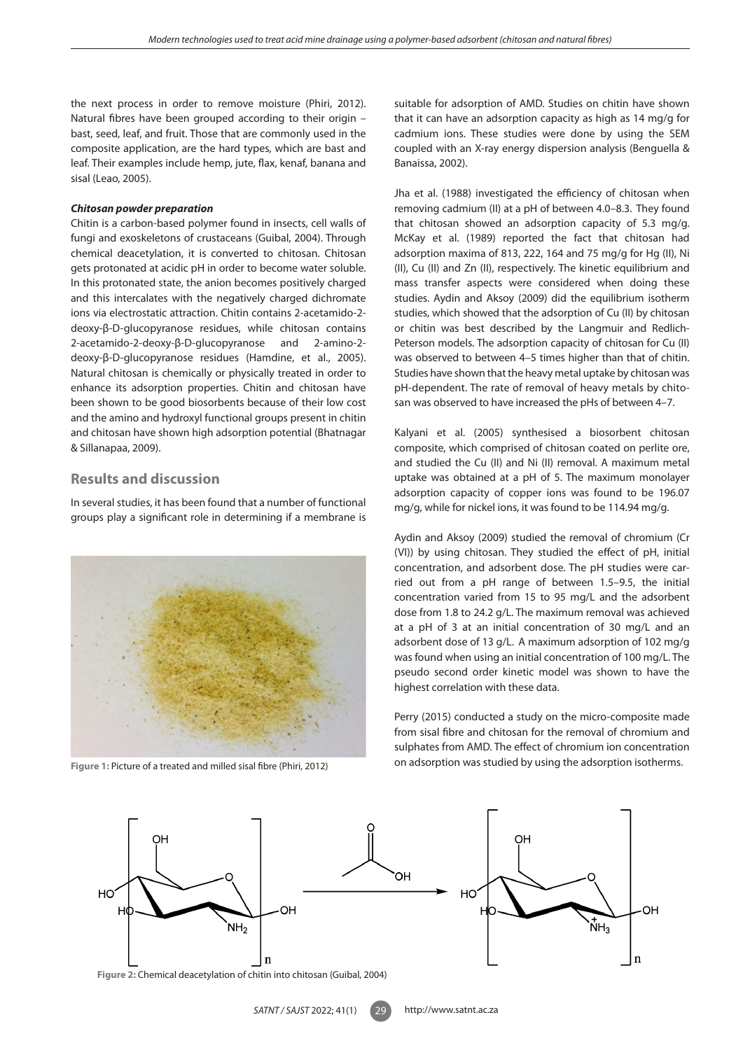the next process in order to remove moisture (Phiri, 2012). Natural fibres have been grouped according to their origin – bast, seed, leaf, and fruit. Those that are commonly used in the composite application, are the hard types, which are bast and leaf. Their examples include hemp, jute, flax, kenaf, banana and sisal (Leao, 2005).

***Chitosan powder preparation***

Chitin is a carbon-based polymer found in insects, cell walls of fungi and exoskeletons of crustaceans (Guibal, 2004). Through chemical deacetylation, it is converted to chitosan. Chitosan gets protonated at acidic pH in order to become water soluble. In this protonated state, the anion becomes positively charged and this intercalates with the negatively charged dichromate ions via electrostatic attraction. Chitin contains 2-acetamido-2-deoxy-β-D-glucopyranose residues, while chitosan contains 2-acetamido-2-deoxy-β-D-glucopyranose and 2-amino-2-deoxy-β-D-glucopyranose residues (Hamdine, et al., 2005). Natural chitosan is chemically or physically treated in order to enhance its adsorption properties. Chitin and chitosan have been shown to be good biosorbents because of their low cost and the amino and hydroxyl functional groups present in chitin and chitosan have shown high adsorption potential (Bhatnagar & Sillanapaa, 2009).

## Results and discussion

In several studies, it has been found that a number of functional groups play a significant role in determining if a membrane is suitable for adsorption of AMD. Studies on chitin have shown that it can have an adsorption capacity as high as 14 mg/g for cadmium ions. These studies were done by using the SEM coupled with an X-ray energy dispersion analysis (Benguella & Banaissa, 2002).

Figure 1: Picture of a treated and milled sisal fibre (Phiri, 2012)

Jha et al. (1988) investigated the efficiency of chitosan when removing cadmium (II) at a pH of between 4.0–8.3. They found that chitosan showed an adsorption capacity of 5.3 mg/g. McKay et al. (1989) reported the fact that chitosan had adsorption maxima of 813, 222, 164 and 75 mg/g for Hg (II), Ni (II), Cu (II) and Zn (II), respectively. The kinetic equilibrium and mass transfer aspects were considered when doing these studies. Aydin and Aksoy (2009) did the equilibrium isotherm studies, which showed that the adsorption of Cu (II) by chitosan or chitin was best described by the Langmuir and Redlich-Peterson models. The adsorption capacity of chitosan for Cu (II) was observed to be 4–5 times higher than that of chitin. Studies have shown that the heavy metal uptake by chitosan was pH-dependent. The rate of removal of heavy metals by chitosan was observed to have increased the pHs of between 4–7.

Kalyani et al. (2005) synthesised a biosorbent chitosan composite, which comprised of chitosan coated on perlite ore, and studied the Cu (II) and Ni (II) removal. A maximum metal uptake was obtained at a pH of 5. The maximum monolayer adsorption capacity of copper ions was found to be 196.07 mg/g, while for nickel ions, it was found to be 114.94 mg/g.

Aydin and Aksoy (2009) studied the removal of chromium (Cr (VI)) by using chitosan. They studied the effect of pH, initial concentration, and adsorbent dose. The pH studies were carried out from a pH range of between 1.5–9.5, the initial concentration varied from 15 to 95 mg/L and the adsorbent dose from 1.8 to 24.2 g/L. The maximum removal was achieved at a pH of 3 at an initial concentration of 30 mg/L and an adsorbent dose of 13 g/L. A maximum adsorption of 102 mg/g was found when using an initial concentration of 100 mg/L. The pseudo second order kinetic model was shown to have the highest correlation with these data.

Perry (2015) conducted a study on the micro-composite made from sisal fibre and chitosan for the removal of chromium and sulphates from AMD. The effect of chromium ion concentration on adsorption was studied by using the adsorption isotherms.

Figure 2: Chemical deacetylation of chitin into chitosan (Guibal, 2004)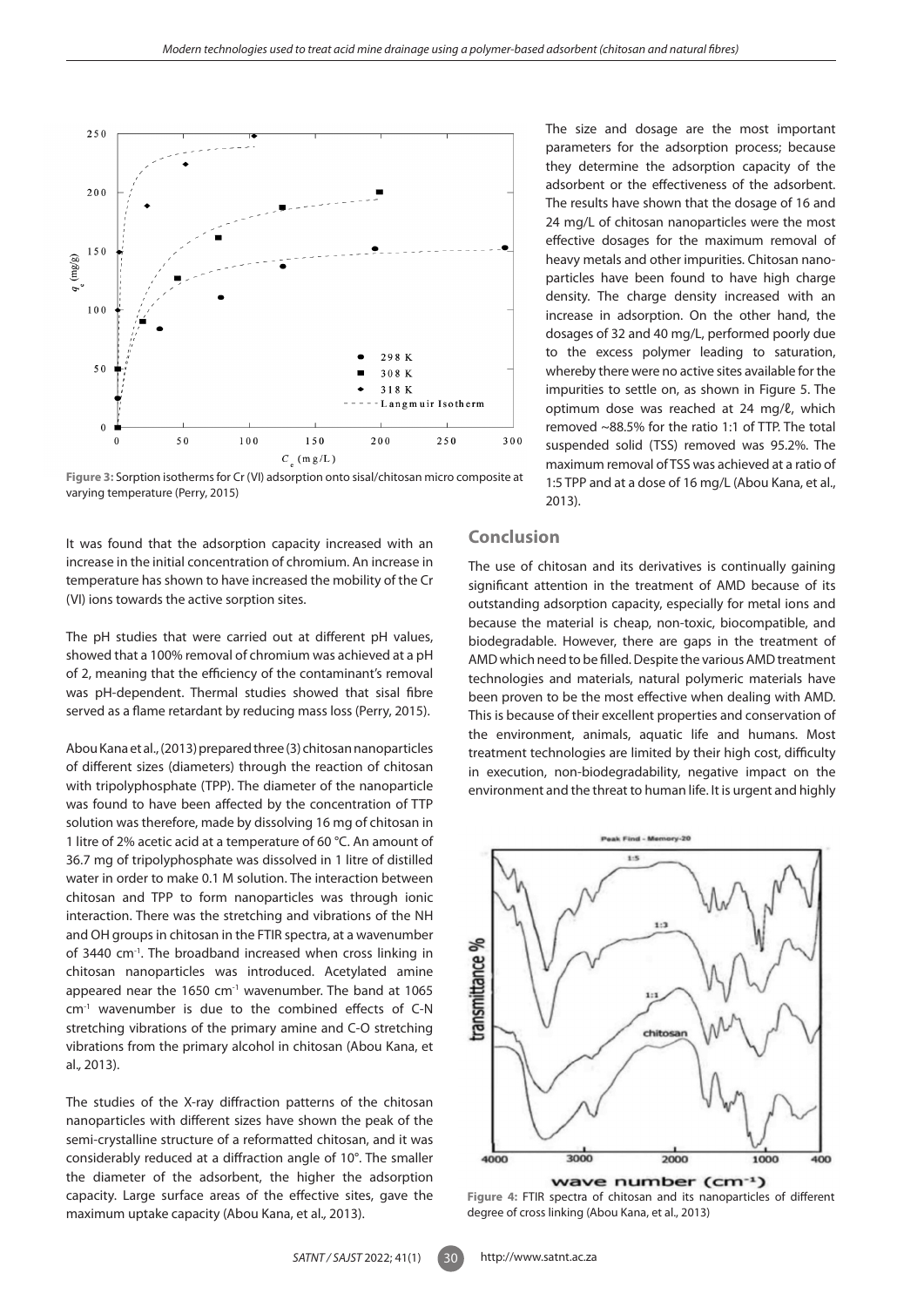Figure 3: Sorption isotherms for Cr (VI) adsorption onto sisal/chitosan micro composite at varying temperature (Perry, 2015)

It was found that the adsorption capacity increased with an increase in the initial concentration of chromium. An increase in temperature has shown to have increased the mobility of the Cr (VI) ions towards the active sorption sites.

The pH studies that were carried out at different pH values, showed that a 100% removal of chromium was achieved at a pH of 2, meaning that the efficiency of the contaminant's removal was pH-dependent. Thermal studies showed that sisal fibre served as a flame retardant by reducing mass loss (Perry, 2015).

Abou Kana et al., (2013) prepared three (3) chitosan nanoparticles of different sizes (diameters) through the reaction of chitosan with tripolyphosphate (TPP). The diameter of the nanoparticle was found to have been affected by the concentration of TTP solution was therefore, made by dissolving 16 mg of chitosan in 1 litre of 2% acetic acid at a temperature of 60 °C. An amount of 36.7 mg of tripolyphosphate was dissolved in 1 litre of distilled water in order to make 0.1 M solution. The interaction between chitosan and TPP to form nanoparticles was through ionic interaction. There was the stretching and vibrations of the NH and OH groups in chitosan in the FTIR spectra, at a wavenumber of 3440 $cm^{-1}$. The broadband increased when cross linking in chitosan nanoparticles was introduced. Acetylated amine appeared near the 1650 $cm^{-1}$ wavenumber. The band at 1065 $cm^{-1}$ wavenumber is due to the combined effects of C-N stretching vibrations of the primary amine and C-O stretching vibrations from the primary alcohol in chitosan (Abou Kana, et al., 2013).

The studies of the X-ray diffraction patterns of the chitosan nanoparticles with different sizes have shown the peak of the semi-crystalline structure of a reformatted chitosan, and it was considerably reduced at a diffraction angle of 10°. The smaller the diameter of the adsorbent, the higher the adsorption capacity. Large surface areas of the effective sites, gave the maximum uptake capacity (Abou Kana, et al., 2013).

The size and dosage are the most important parameters for the adsorption process; because they determine the adsorption capacity of the adsorbent or the effectiveness of the adsorbent. The results have shown that the dosage of 16 and 24 mg/L of chitosan nanoparticles were the most effective dosages for the maximum removal of heavy metals and other impurities. Chitosan nanoparticles have been found to have high charge density. The charge density increased with an increase in adsorption. On the other hand, the dosages of 32 and 40 mg/L, performed poorly due to the excess polymer leading to saturation, whereby there were no active sites available for the impurities to settle on, as shown in Figure 5. The optimum dose was reached at 24 mg/ℓ, which removed ~88.5% for the ratio 1:1 of TTP. The total suspended solid (TSS) removed was 95.2%. The maximum removal of TSS was achieved at a ratio of 1:5 TPP and at a dose of 16 mg/L (Abou Kana, et al., 2013).

## Conclusion

The use of chitosan and its derivatives is continually gaining significant attention in the treatment of AMD because of its outstanding adsorption capacity, especially for metal ions and because the material is cheap, non-toxic, biocompatible, and biodegradable. However, there are gaps in the treatment of AMD which need to be filled. Despite the various AMD treatment technologies and materials, natural polymeric materials have been proven to be the most effective when dealing with AMD. This is because of their excellent properties and conservation of the environment, animals, aquatic life and humans. Most treatment technologies are limited by their high cost, difficulty in execution, non-biodegradability, negative impact on the environment and the threat to human life. It is urgent and highly

Figure 4: FTIR spectra of chitosan and its nanoparticles of different degree of cross linking (Abou Kana, et al., 2013)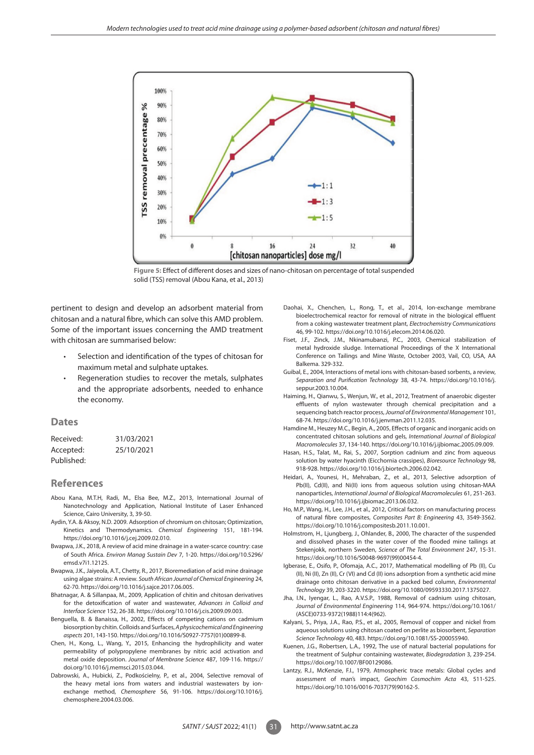Figure 5: Effect of different doses and sizes of nano-chitosan on percentage of total suspended solid (TSS) removal (Abou Kana, et al., 2013)

pertinent to design and develop an adsorbent material from chitosan and a natural fibre, which can solve this AMD problem. Some of the important issues concerning the AMD treatment with chitosan are summarised below:

- Selection and identification of the types of chitosan for maximum metal and sulphate uptakes.
- Regeneration studies to recover the metals, sulphates and the appropriate adsorbents, needed to enhance the economy.

## Dates

| | |
|---|---|
| Received: | 31/03/2021 |
| Accepted: | 25/10/2021 |
| Published: | |

## References

Abou Kana, M.T.H, Radi, M., Elsa Bee, M.Z., 2013, International Journal of Nanotechnology and Application, National Institute of Laser Enhanced Science, Cairo University, 3, 39-50.

Aydin, Y.A. & Aksoy, N.D. 2009. Adsorption of chromium on chitosan; Optimization, Kinetics and Thermodynamics. *Chemical Engineering* 151, 181-194. https://doi.org/10.1016/j.cej.2009.02.010.

Bwapwa, J.K., 2018, A review of acid mine drainage in a water-scarce country: case of South Africa. *Environ Manag Sustain Dev* 7, 1-20. https://doi.org/10.5296/emsd.v7i1.12125.

Bwapwa, J.K., Jaiyeola, A.T., Chetty, R., 2017, Bioremediation of acid mine drainage using algae strains: A review. *South African Journal of Chemical Engineering* 24, 62-70. https://doi.org/10.1016/j.sajce.2017.06.005.

Bhatnagar, A. & Sillanpaa, M., 2009, Application of chitin and chitosan derivatives for the detoxification of water and wastewater, *Advances in Colloid and Interface Science* 152, 26-38. https://doi.org/10.1016/j.cis.2009.09.003.

Benguella, B. & Banaissa, H., 2002, Effects of competing cations on cadmium biosorption by chitin. Colloids and Surfaces, *A physicochemical and Engineering aspects* 201, 143-150. https://doi.org/10.1016/S0927-7757(01)00899-8.

Chen, H., Kong, L., Wang, Y., 2015, Enhancing the hydrophilicity and water permeability of polypropylene membranes by nitric acid activation and metal oxide deposition. *Journal of Membrane Science* 487, 109-116. https://doi.org/10.1016/j.memsci.2015.03.044.

Dabrowski, A., Hubicki, Z., Podkościelny, P., et al., 2004, Selective removal of the heavy metal ions from waters and industrial wastewaters by ion-exchange method, *Chemosphere* 56, 91-106. https://doi.org/10.1016/j.chemosphere.2004.03.006.

Daohai, X., Chenchen, L., Rong, T., et al., 2014, Ion-exchange membrane bioelectrochemical reactor for removal of nitrate in the biological effluent from a coking wastewater treatment plant, *Electrochemistry Communications* 46, 99-102. https://doi.org/10.1016/j.elecom.2014.06.020.

Fiset, J.F., Zinck, J.M., Nkinamubanzi, P.C., 2003, Chemical stabilization of metal hydroxide sludge. International Proceedings of the X International Conference on Tailings and Mine Waste, October 2003, Vail, CO, USA, AA Balkema. 329-332.

Guibal, E., 2004, Interactions of metal ions with chitosan-based sorbents, a review, *Separation and Purification Technology* 38, 43-74. https://doi.org/10.1016/j.seppur.2003.10.004.

Haiming, H., Qianwu, S., Wenjun, W., et al., 2012, Treatment of anaerobic digester effluents of nylon wastewater through chemical precipitation and a sequencing batch reactor process, *Journal of Environmental Management* 101, 68-74. https://doi.org/10.1016/j.jenvman.2011.12.035.

Hamdine M., Heuzey M.C., Begin, A., 2005, Effects of organic and inorganic acids on concentrated chitosan solutions and gels, *International Journal of Biological Macromolecules* 37, 134-140. https://doi.org/10.1016/j.ijbiomac.2005.09.009.

Hasan, H.S., Talat, M., Rai, S., 2007, Sorption cadmium and zinc from aqueous solution by water hyacinth (Eicchornia crassipes), *Bioresource Technology* 98, 918-928. https://doi.org/10.1016/j.biortech.2006.02.042.

Heidari, A., Younesi, H., Mehraban, Z., et al., 2013, Selective adsorption of Pb(II), Cd(II), and Ni(II) ions from aqueous solution using chitosan-MAA nanoparticles, *International Journal of Biological Macromolecules* 61, 251-263. https://doi.org/10.1016/j.ijbiomac.2013.06.032.

Ho, M.P., Wang, H., Lee, J.H., et al., 2012, Critical factors on manufacturing process of natural fibre composites, *Composites Part B: Engineering* 43, 3549-3562. https://doi.org/10.1016/j.compositesb.2011.10.001.

Holmstrom, H., Ljungberg, J., Ohlander, B., 2000, The character of the suspended and dissolved phases in the water cover of the flooded mine tailings at Stekenjokk, northern Sweden, *Science of The Total Environment* 247, 15-31. https://doi.org/10.1016/S0048-9697(99)00454-4.

Igberase, E., Osifo, P., Ofomaja, A.C., 2017, Mathematical modelling of Pb (II), Cu (II), Ni (II), Zn (II), Cr (VI) and Cd (II) ions adsorption from a synthetic acid mine drainage onto chitosan derivative in a packed bed column, *Environmental Technology* 39, 203-3220. https://doi.org/10.1080/09593330.2017.1375027.

Jha, I.N., Iyengar, L., Rao, A.V.S.P., 1988, Removal of cadmium using chitosan, *Journal of Environmental Engineering* 114, 964-974. https://doi.org/10.1061/(ASCE)0733-9372(1988)114:4(962).

Kalyani, S., Priya, J.A., Rao, P.S., et al., 2005, Removal of copper and nickel from aqueous solutions using chitosan coated on perlite as biosorbent, *Separation Science Technology* 40, 483. https://doi.org/10.1081/SS-200055940.

Kuenen, J.G., Robertsen, L.A., 1992, The use of natural bacterial populations for the treatment of Sulphur containing wastewater, *Biodegradation* 3, 239-254. https://doi.org/10.1007/BF00129086.

Lantzy, R.J., McKenzie, F.I., 1979, Atmospheric trace metals: Global cycles and assessment of man's impact, *Geochim Cosmochim Acta* 43, 511-525. https://doi.org/10.1016/0016-7037(79)90162-5.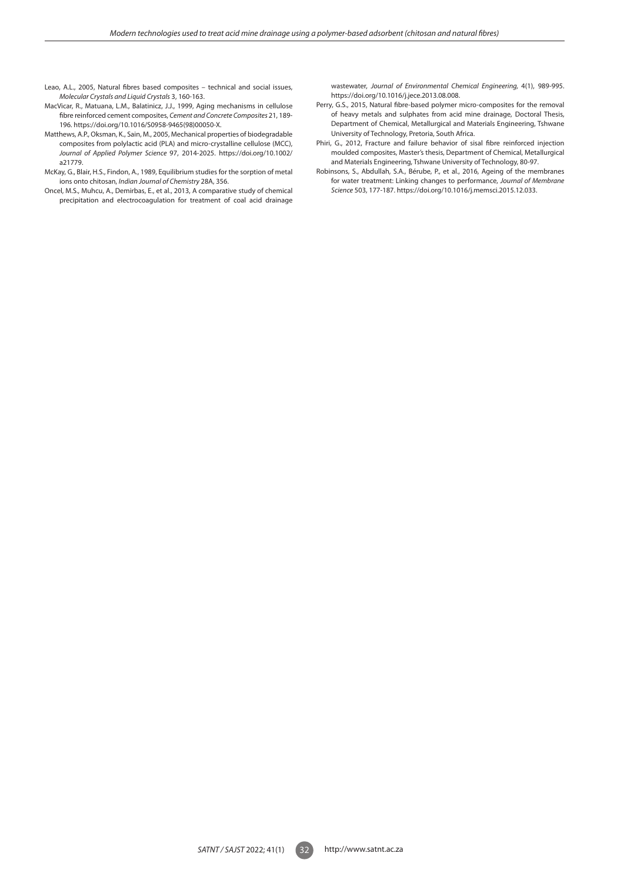Leao, A.L., 2005, Natural fibres based composites – technical and social issues, *Molecular Crystals and Liquid Crystals* 3, 160-163.

MacVicar, R., Matuana, L.M., Balatinicz, J.J., 1999, Aging mechanisms in cellulose fibre reinforced cement composites, *Cement and Concrete Composites* 21, 189-196. https://doi.org/10.1016/S0958-9465(98)00050-X.

Matthews, A.P., Oksman, K., Sain, M., 2005, Mechanical properties of biodegradable composites from polylactic acid (PLA) and micro-crystalline cellulose (MCC), *Journal of Applied Polymer Science* 97, 2014-2025. https://doi.org/10.1002/a21779.

McKay, G., Blair, H.S., Findon, A., 1989, Equilibrium studies for the sorption of metal ions onto chitosan, *Indian Journal of Chemistry* 28A, 356.

Oncel, M.S., Muhcu, A., Demirbas, E., et al., 2013, A comparative study of chemical precipitation and electrocoagulation for treatment of coal acid drainage wastewater, *Journal of Environmental Chemical Engineering*, 4(1), 989-995. https://doi.org/10.1016/j.jece.2013.08.008.

Perry, G.S., 2015, Natural fibre-based polymer micro-composites for the removal of heavy metals and sulphates from acid mine drainage, Doctoral Thesis, Department of Chemical, Metallurgical and Materials Engineering, Tshwane University of Technology, Pretoria, South Africa.

Phiri, G., 2012, Fracture and failure behavior of sisal fibre reinforced injection moulded composites, Master's thesis, Department of Chemical, Metallurgical and Materials Engineering, Tshwane University of Technology, 80-97.

Robinsons, S., Abdullah, S.A., Bérube, P., et al., 2016, Ageing of the membranes for water treatment: Linking changes to performance, *Journal of Membrane Science* 503, 177-187. https://doi.org/10.1016/j.memsci.2015.12.033.